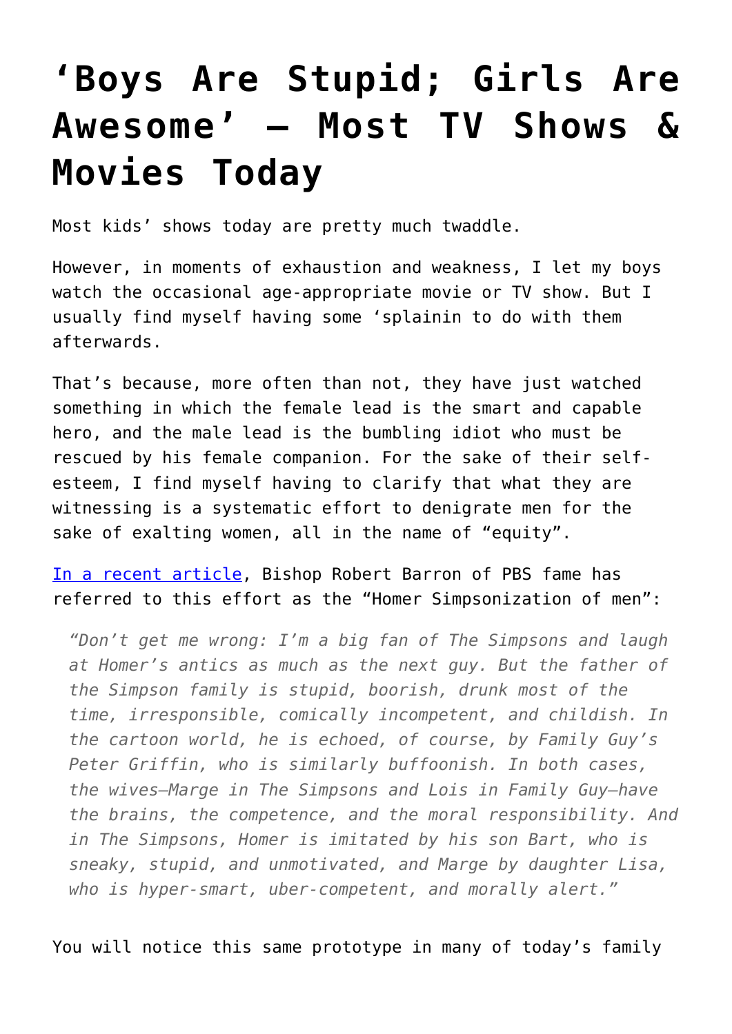# ‘Boys Are Stupid; Girls Are Awesome’ – Most TV Shows & Movies Today

Most kids’ shows today are pretty much twaddle.

However, in moments of exhaustion and weakness, I let my boys watch the occasional age-appropriate movie or TV show. But I usually find myself having some ‘splainin to do with them afterwards.

That’s because, more often than not, they have just watched something in which the female lead is the smart and capable hero, and the male lead is the bumbling idiot who must be rescued by his female companion. For the sake of their self-esteem, I find myself having to clarify that what they are witnessing is a systematic effort to denigrate men for the sake of exalting women, all in the name of “equity”.

In a recent article, Bishop Robert Barron of PBS fame has referred to this effort as the “Homer Simpsonization of men”:

> *“Don’t get me wrong: I’m a big fan of The Simpsons and laugh at Homer’s antics as much as the next guy. But the father of the Simpson family is stupid, boorish, drunk most of the time, irresponsible, comically incompetent, and childish. In the cartoon world, he is echoed, of course, by Family Guy’s Peter Griffin, who is similarly buffoonish. In both cases, the wives—Marge in The Simpsons and Lois in Family Guy—have the brains, the competence, and the moral responsibility. And in The Simpsons, Homer is imitated by his son Bart, who is sneaky, stupid, and unmotivated, and Marge by daughter Lisa, who is hyper-smart, uber-competent, and morally alert.”*

You will notice this same prototype in many of today’s family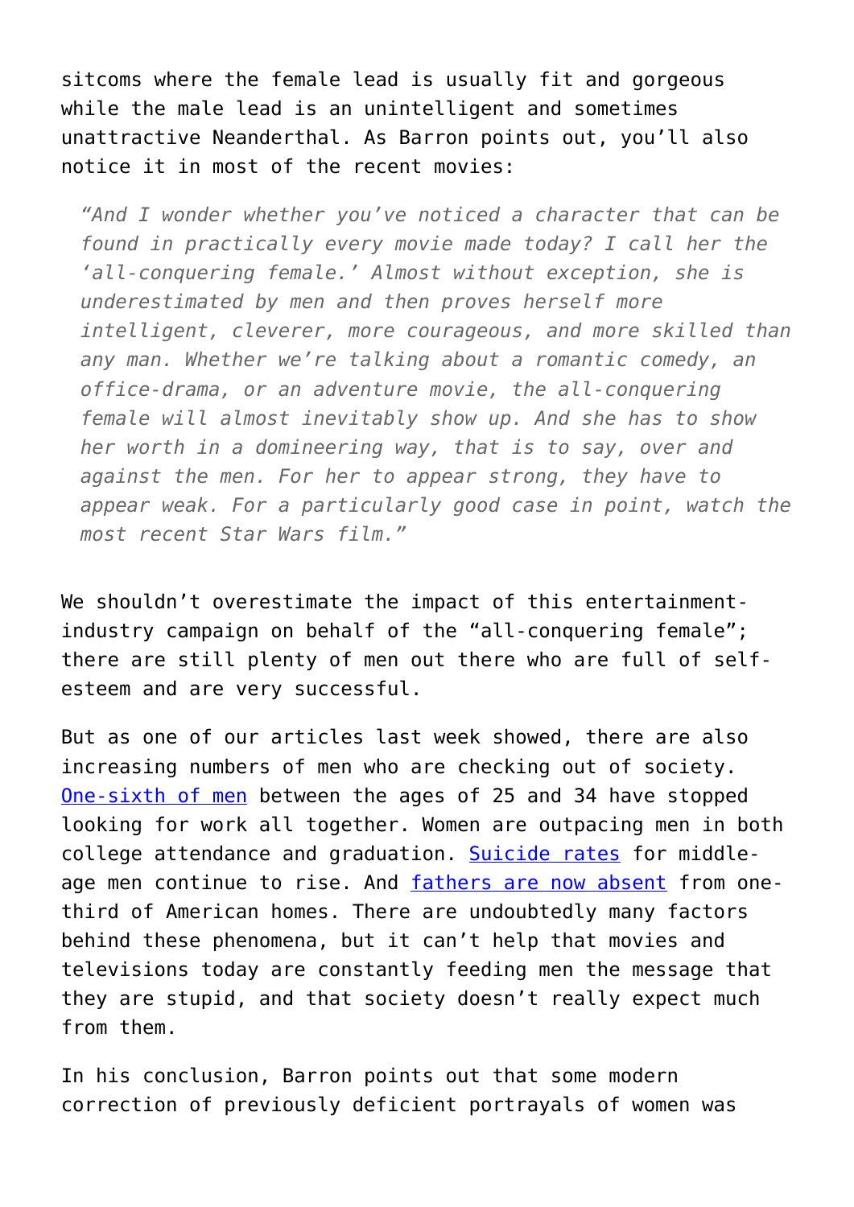sitcoms where the female lead is usually fit and gorgeous while the male lead is an unintelligent and sometimes unattractive Neanderthal. As Barron points out, you'll also notice it in most of the recent movies:

> *"And I wonder whether you've noticed a character that can be found in practically every movie made today? I call her the 'all-conquering female.' Almost without exception, she is underestimated by men and then proves herself more intelligent, cleverer, more courageous, and more skilled than any man. Whether we're talking about a romantic comedy, an office-drama, or an adventure movie, the all-conquering female will almost inevitably show up. And she has to show her worth in a domineering way, that is to say, over and against the men. For her to appear strong, they have to appear weak. For a particularly good case in point, watch the most recent Star Wars film."*

We shouldn't overestimate the impact of this entertainment-industry campaign on behalf of the "all-conquering female"; there are still plenty of men out there who are full of self-esteem and are very successful.

But as one of our articles last week showed, there are also increasing numbers of men who are checking out of society. One-sixth of men between the ages of 25 and 34 have stopped looking for work all together. Women are outpacing men in both college attendance and graduation. Suicide rates for middle-age men continue to rise. And fathers are now absent from one-third of American homes. There are undoubtedly many factors behind these phenomena, but it can't help that movies and televisions today are constantly feeding men the message that they are stupid, and that society doesn't really expect much from them.

In his conclusion, Barron points out that some modern correction of previously deficient portrayals of women was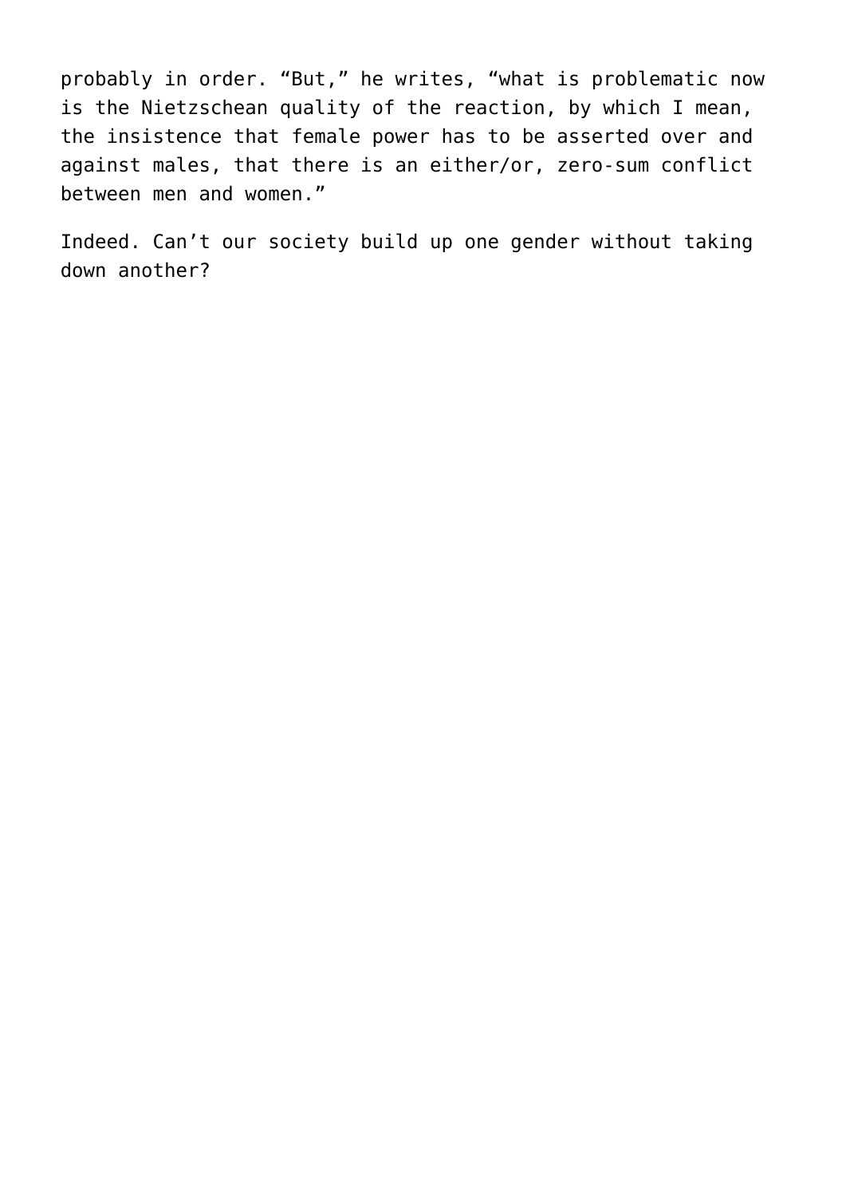probably in order. "But," he writes, "what is problematic now is the Nietzschean quality of the reaction, by which I mean, the insistence that female power has to be asserted over and against males, that there is an either/or, zero-sum conflict between men and women."

Indeed. Can't our society build up one gender without taking down another?